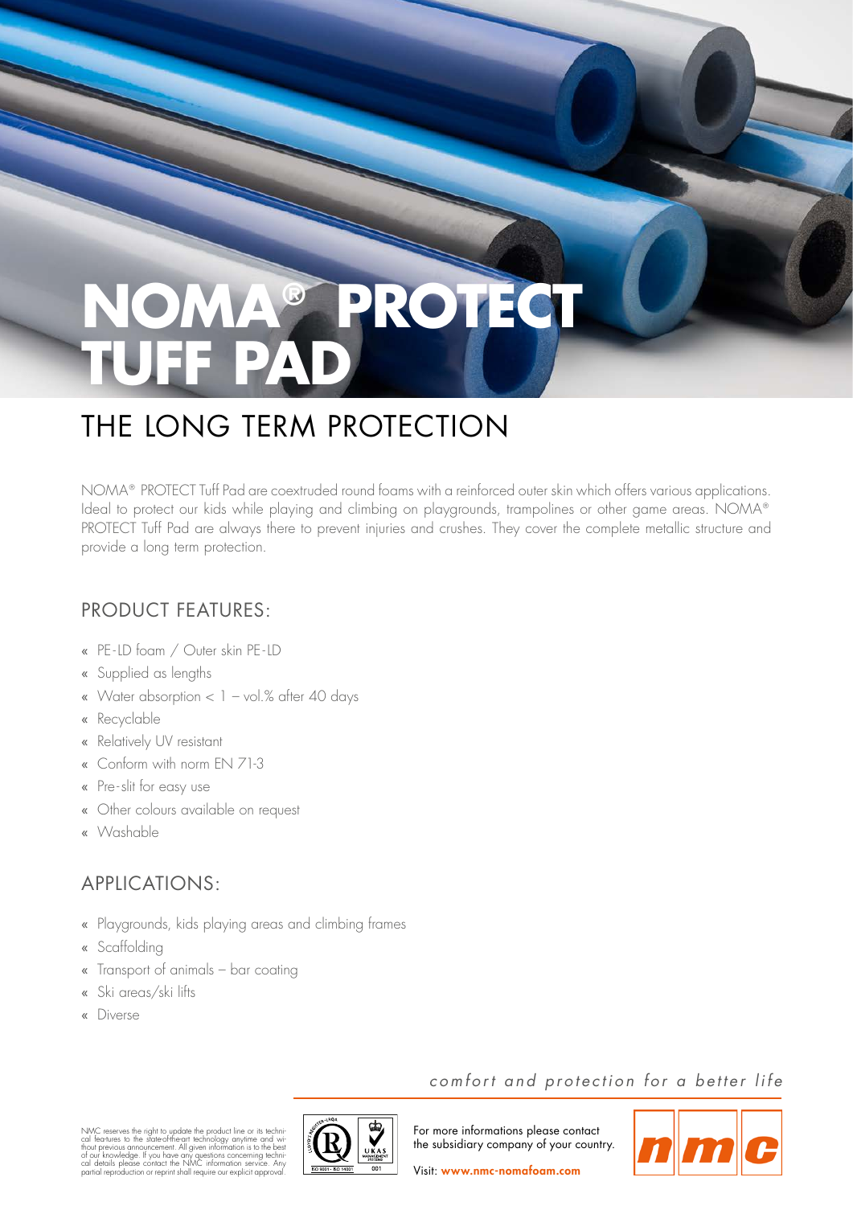# NOMA® PROTECT TUFF PAD

## THE LONG TERM PROTECTION

NOMA® PROTECT Tuff Pad are coextruded round foams with a reinforced outer skin which offers various applications. Ideal to protect our kids while playing and climbing on playgrounds, trampolines or other game areas. NOMA® PROTECT Tuff Pad are always there to prevent injuries and crushes. They cover the complete metallic structure and provide a long term protection.

### PRODUCT FEATURES:

- PE-LD foam / Outer skin PE-LD
- Supplied as lengths
- Water absorption < 1 – vol.% after 40 days
- Recyclable
- Relatively UV resistant
- Conform with norm EN 71-3
- Pre-slit for easy use
- Other colours available on request
- Washable

### APPLICATIONS:

- Playgrounds, kids playing areas and climbing frames
- Scaffolding
- Transport of animals – bar coating
- Ski areas/ski lifts
- Diverse

*comfort and protection for a better life*

NMC reserves the right to update the product line or its technical features to the state-of-the-art technology anytime and without previous announcement. All given information is to the best of our knowledge. If you have any questions concerning technical details please contact the NMC information service. Any partial reproduction or reprint shall require our explicit approval.

For more informations please contact the subsidiary company of your country.

Visit: **www.nmc-nomafoam.com**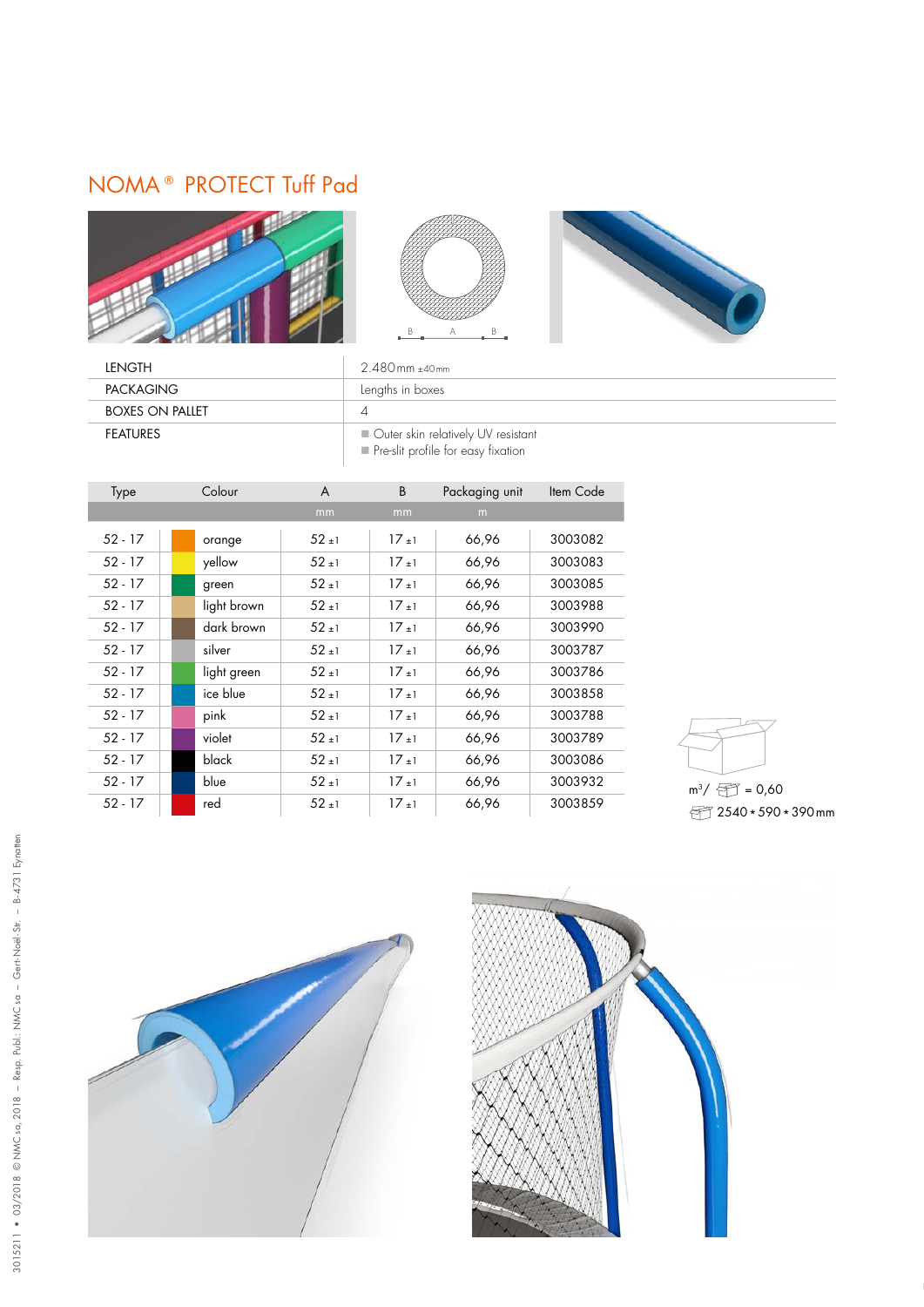# NOMA® PROTECT Tuff Pad

B A B

| | |
|---|---|
| LENGTH | 2.480 mm ±40 mm |
| PACKAGING | Lengths in boxes |
| BOXES ON PALLET | 4 |
| FEATURES | ■ Outer skin relatively UV resistant<br>■ Pre-slit profile for easy fixation |

| Type | Colour | A | B | Packaging unit | Item Code |
|---|---|---|---|---|---|
| | | mm | mm | m | |
| 52 - 17 | orange | 52 ±1 | 17 ±1 | 66,96 | 3003082 |
| 52 - 17 | yellow | 52 ±1 | 17 ±1 | 66,96 | 3003083 |
| 52 - 17 | green | 52 ±1 | 17 ±1 | 66,96 | 3003085 |
| 52 - 17 | light brown | 52 ±1 | 17 ±1 | 66,96 | 3003988 |
| 52 - 17 | dark brown | 52 ±1 | 17 ±1 | 66,96 | 3003990 |
| 52 - 17 | silver | 52 ±1 | 17 ±1 | 66,96 | 3003787 |
| 52 - 17 | light green | 52 ±1 | 17 ±1 | 66,96 | 3003786 |
| 52 - 17 | ice blue | 52 ±1 | 17 ±1 | 66,96 | 3003858 |
| 52 - 17 | pink | 52 ±1 | 17 ±1 | 66,96 | 3003788 |
| 52 - 17 | violet | 52 ±1 | 17 ±1 | 66,96 | 3003789 |
| 52 - 17 | black | 52 ±1 | 17 ±1 | 66,96 | 3003086 |
| 52 - 17 | blue | 52 ±1 | 17 ±1 | 66,96 | 3003932 |
| 52 - 17 | red | 52 ±1 | 17 ±1 | 66,96 | 3003859 |

$m^3$/ box = 0,60

box 2540 * 590 * 390 mm

3015211 • 03/2018 © NMC sa, 2018 – Resp. Publ.: NMC sa – Gert-Noël-Str. – B-4731 Eynatten